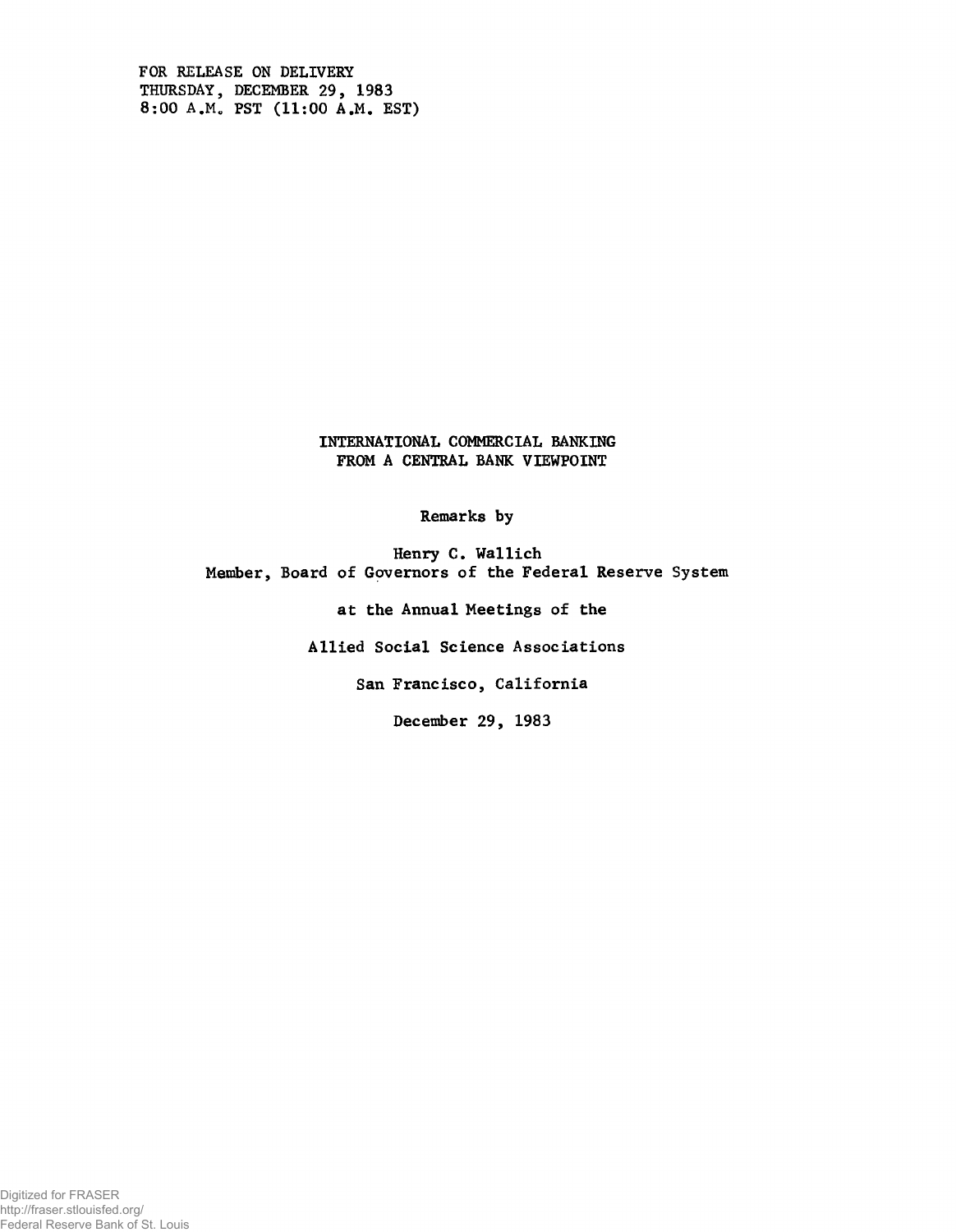FOR RELEASE ON DELIVERY
THURSDAY, DECEMBER 29, 1983
8:00 A.M. PST (11:00 A.M. EST)

# INTERNATIONAL COMMERCIAL BANKING FROM A CENTRAL BANK VIEWPOINT

Remarks by

Henry C. Wallich
Member, Board of Governors of the Federal Reserve System

at the Annual Meetings of the

Allied Social Science Associations

San Francisco, California

December 29, 1983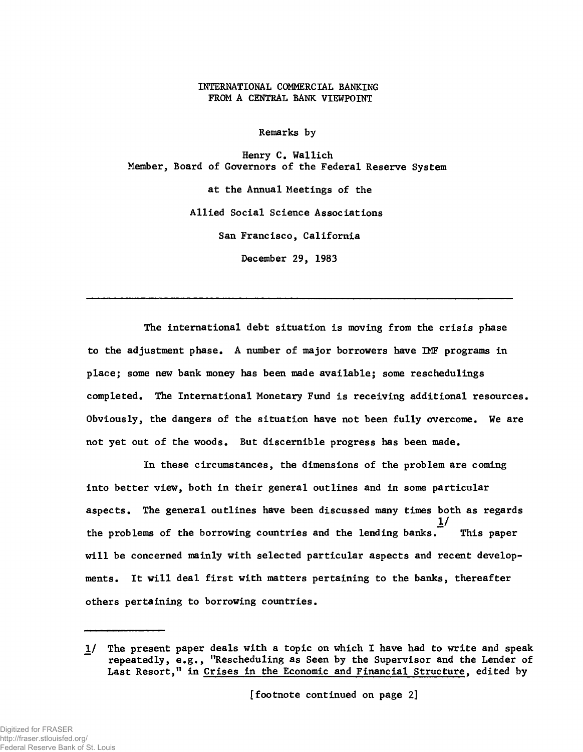INTERNATIONAL COMMERCIAL BANKING
FROM A CENTRAL BANK VIEWPOINT

Remarks by

Henry C. Wallich
Member, Board of Governors of the Federal Reserve System

at the Annual Meetings of the

Allied Social Science Associations

San Francisco, California

December 29, 1983

---

The international debt situation is moving from the crisis phase to the adjustment phase. A number of major borrowers have IMF programs in place; some new bank money has been made available; some reschedulings completed. The International Monetary Fund is receiving additional resources. Obviously, the dangers of the situation have not been fully overcome. We are not yet out of the woods. But discernible progress has been made.

In these circumstances, the dimensions of the problem are coming into better view, both in their general outlines and in some particular aspects. The general outlines have been discussed many times both as regards the problems of the borrowing countries and the lending banks.[1/] This paper will be concerned mainly with selected particular aspects and recent developments. It will deal first with matters pertaining to the banks, thereafter others pertaining to borrowing countries.

---

1/ The present paper deals with a topic on which I have had to write and speak repeatedly, e.g., "Rescheduling as Seen by the Supervisor and the Lender of Last Resort," in Crises in the Economic and Financial Structure, edited by

[footnote continued on page 2]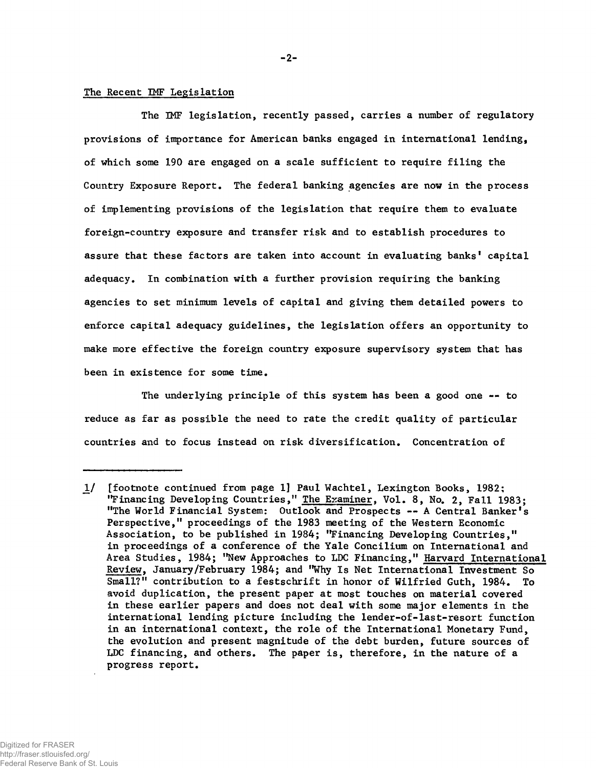## The Recent IMF Legislation

The IMF legislation, recently passed, carries a number of regulatory provisions of importance for American banks engaged in international lending, of which some 190 are engaged on a scale sufficient to require filing the Country Exposure Report. The federal banking agencies are now in the process of implementing provisions of the legislation that require them to evaluate foreign-country exposure and transfer risk and to establish procedures to assure that these factors are taken into account in evaluating banks' capital adequacy. In combination with a further provision requiring the banking agencies to set minimum levels of capital and giving them detailed powers to enforce capital adequacy guidelines, the legislation offers an opportunity to make more effective the foreign country exposure supervisory system that has been in existence for some time.

The underlying principle of this system has been a good one -- to reduce as far as possible the need to rate the credit quality of particular countries and to focus instead on risk diversification. Concentration of

---

1/ [footnote continued from page 1] Paul Wachtel, Lexington Books, 1982; "Financing Developing Countries," The Examiner, Vol. 8, No. 2, Fall 1983; "The World Financial System: Outlook and Prospects -- A Central Banker's Perspective," proceedings of the 1983 meeting of the Western Economic Association, to be published in 1984; "Financing Developing Countries," in proceedings of a conference of the Yale Concilium on International and Area Studies, 1984; "New Approaches to LDC Financing," Harvard International Review, January/February 1984; and "Why Is Net International Investment So Small?" contribution to a festschrift in honor of Wilfried Guth, 1984. To avoid duplication, the present paper at most touches on material covered in these earlier papers and does not deal with some major elements in the international lending picture including the lender-of-last-resort function in an international context, the role of the International Monetary Fund, the evolution and present magnitude of the debt burden, future sources of LDC financing, and others. The paper is, therefore, in the nature of a progress report.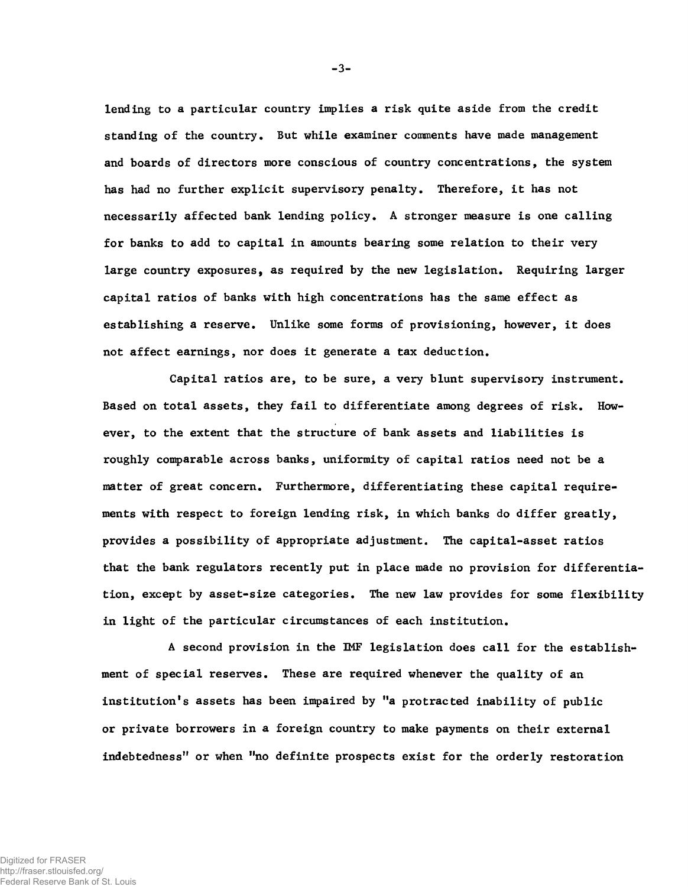lending to a particular country implies a risk quite aside from the credit standing of the country. But while examiner comments have made management and boards of directors more conscious of country concentrations, the system has had no further explicit supervisory penalty. Therefore, it has not necessarily affected bank lending policy. A stronger measure is one calling for banks to add to capital in amounts bearing some relation to their very large country exposures, as required by the new legislation. Requiring larger capital ratios of banks with high concentrations has the same effect as establishing a reserve. Unlike some forms of provisioning, however, it does not affect earnings, nor does it generate a tax deduction.

Capital ratios are, to be sure, a very blunt supervisory instrument. Based on total assets, they fail to differentiate among degrees of risk. However, to the extent that the structure of bank assets and liabilities is roughly comparable across banks, uniformity of capital ratios need not be a matter of great concern. Furthermore, differentiating these capital requirements with respect to foreign lending risk, in which banks do differ greatly, provides a possibility of appropriate adjustment. The capital-asset ratios that the bank regulators recently put in place made no provision for differentiation, except by asset-size categories. The new law provides for some flexibility in light of the particular circumstances of each institution.

A second provision in the IMF legislation does call for the establishment of special reserves. These are required whenever the quality of an institution's assets has been impaired by "a protracted inability of public or private borrowers in a foreign country to make payments on their external indebtedness" or when "no definite prospects exist for the orderly restoration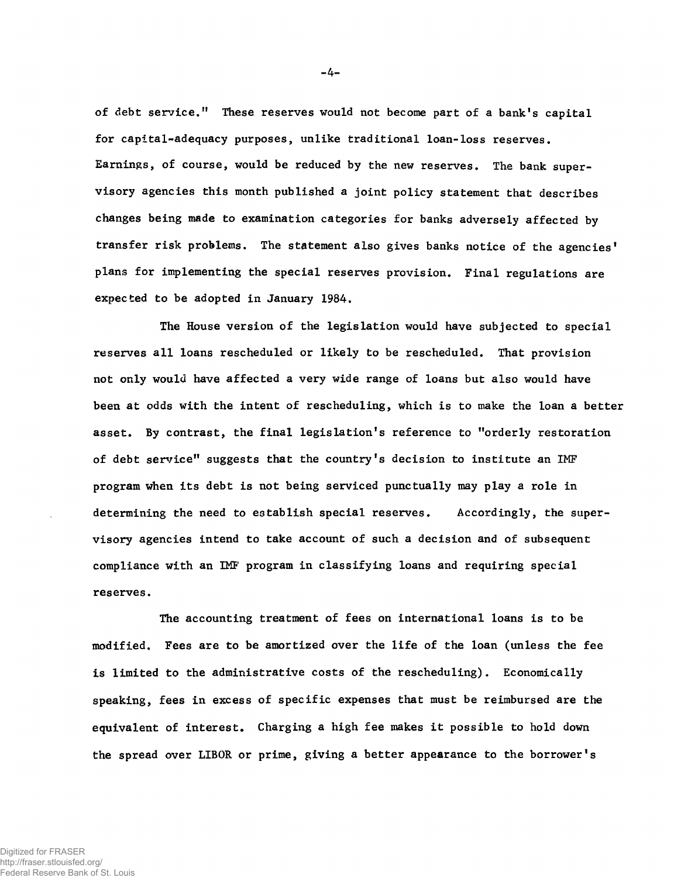of debt service." These reserves would not become part of a bank's capital for capital-adequacy purposes, unlike traditional loan-loss reserves. Earnings, of course, would be reduced by the new reserves. The bank supervisory agencies this month published a joint policy statement that describes changes being made to examination categories for banks adversely affected by transfer risk problems. The statement also gives banks notice of the agencies' plans for implementing the special reserves provision. Final regulations are expected to be adopted in January 1984.

The House version of the legislation would have subjected to special reserves all loans rescheduled or likely to be rescheduled. That provision not only would have affected a very wide range of loans but also would have been at odds with the intent of rescheduling, which is to make the loan a better asset. By contrast, the final legislation's reference to "orderly restoration of debt service" suggests that the country's decision to institute an IMF program when its debt is not being serviced punctually may play a role in determining the need to establish special reserves. Accordingly, the supervisory agencies intend to take account of such a decision and of subsequent compliance with an IMF program in classifying loans and requiring special reserves.

The accounting treatment of fees on international loans is to be modified. Fees are to be amortized over the life of the loan (unless the fee is limited to the administrative costs of the rescheduling). Economically speaking, fees in excess of specific expenses that must be reimbursed are the equivalent of interest. Charging a high fee makes it possible to hold down the spread over LIBOR or prime, giving a better appearance to the borrower's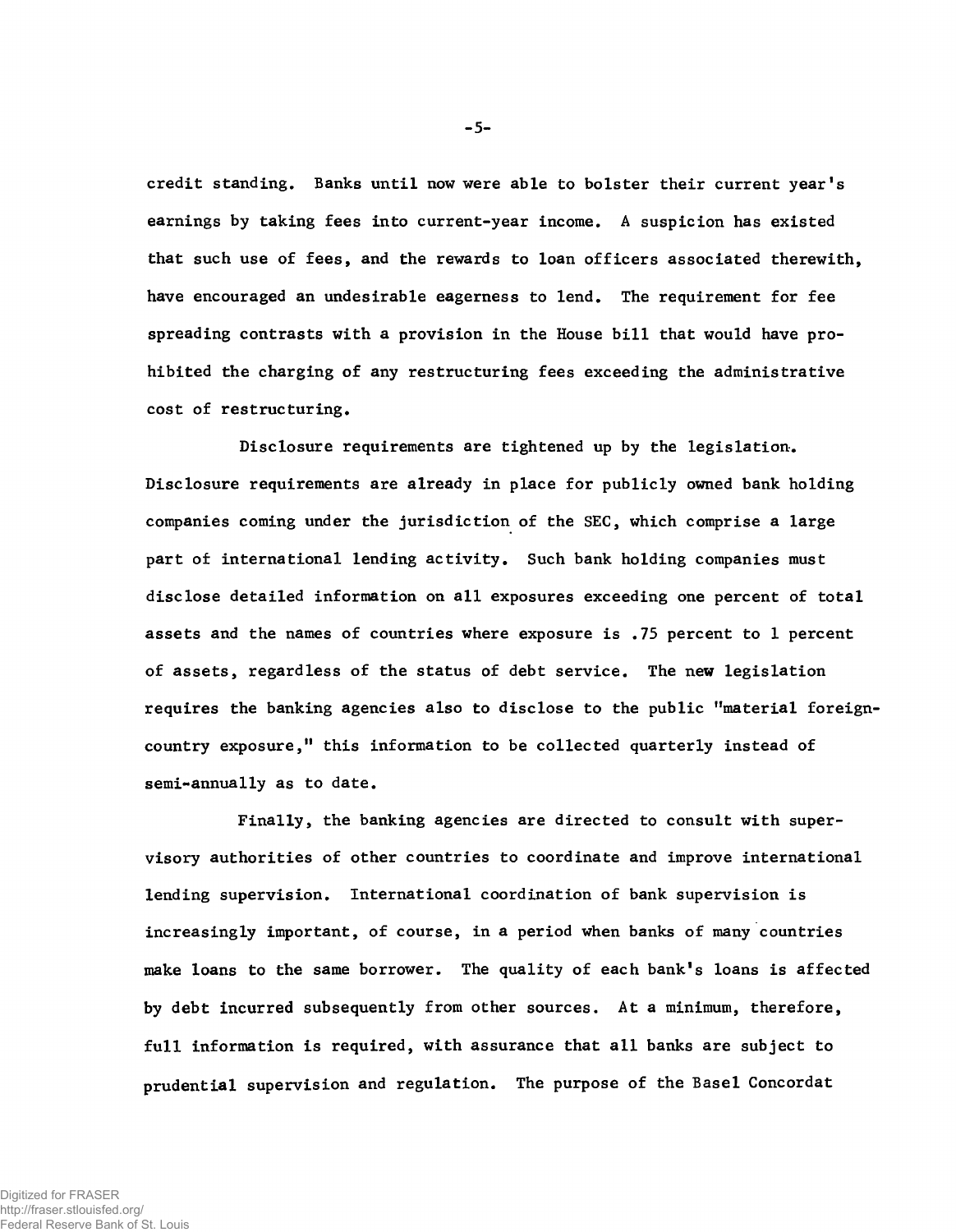credit standing. Banks until now were able to bolster their current year's earnings by taking fees into current-year income. A suspicion has existed that such use of fees, and the rewards to loan officers associated therewith, have encouraged an undesirable eagerness to lend. The requirement for fee spreading contrasts with a provision in the House bill that would have prohibited the charging of any restructuring fees exceeding the administrative cost of restructuring.

Disclosure requirements are tightened up by the legislation. Disclosure requirements are already in place for publicly owned bank holding companies coming under the jurisdiction of the SEC, which comprise a large part of international lending activity. Such bank holding companies must disclose detailed information on all exposures exceeding one percent of total assets and the names of countries where exposure is .75 percent to 1 percent of assets, regardless of the status of debt service. The new legislation requires the banking agencies also to disclose to the public "material foreign-country exposure," this information to be collected quarterly instead of semi-annually as to date.

Finally, the banking agencies are directed to consult with supervisory authorities of other countries to coordinate and improve international lending supervision. International coordination of bank supervision is increasingly important, of course, in a period when banks of many countries make loans to the same borrower. The quality of each bank's loans is affected by debt incurred subsequently from other sources. At a minimum, therefore, full information is required, with assurance that all banks are subject to prudential supervision and regulation. The purpose of the Basel Concordat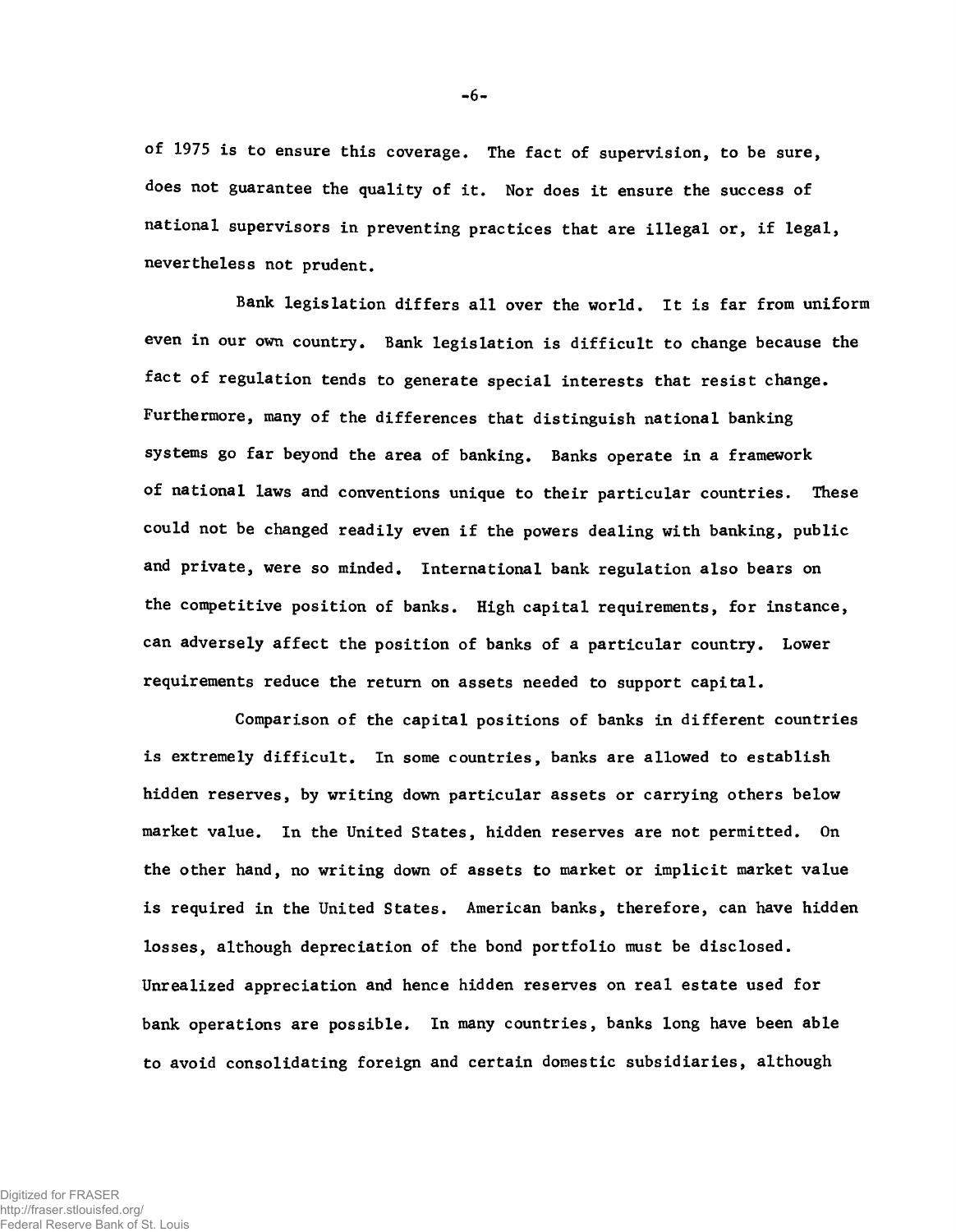of 1975 is to ensure this coverage. The fact of supervision, to be sure, does not guarantee the quality of it. Nor does it ensure the success of national supervisors in preventing practices that are illegal or, if legal, nevertheless not prudent.

Bank legislation differs all over the world. It is far from uniform even in our own country. Bank legislation is difficult to change because the fact of regulation tends to generate special interests that resist change. Furthermore, many of the differences that distinguish national banking systems go far beyond the area of banking. Banks operate in a framework of national laws and conventions unique to their particular countries. These could not be changed readily even if the powers dealing with banking, public and private, were so minded. International bank regulation also bears on the competitive position of banks. High capital requirements, for instance, can adversely affect the position of banks of a particular country. Lower requirements reduce the return on assets needed to support capital.

Comparison of the capital positions of banks in different countries is extremely difficult. In some countries, banks are allowed to establish hidden reserves, by writing down particular assets or carrying others below market value. In the United States, hidden reserves are not permitted. On the other hand, no writing down of assets to market or implicit market value is required in the United States. American banks, therefore, can have hidden losses, although depreciation of the bond portfolio must be disclosed. Unrealized appreciation and hence hidden reserves on real estate used for bank operations are possible. In many countries, banks long have been able to avoid consolidating foreign and certain domestic subsidiaries, although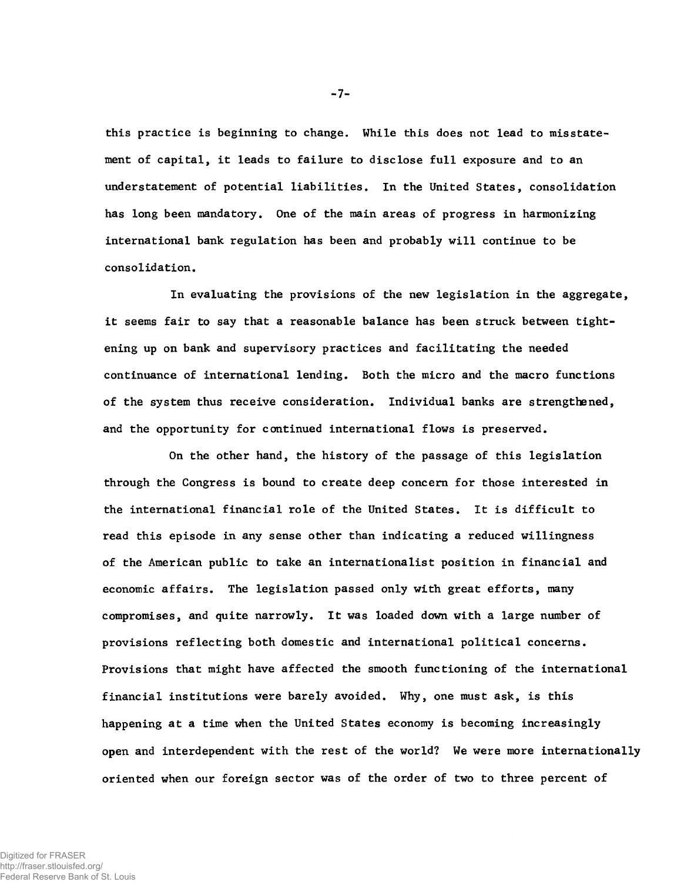this practice is beginning to change. While this does not lead to misstatement of capital, it leads to failure to disclose full exposure and to an understatement of potential liabilities. In the United States, consolidation has long been mandatory. One of the main areas of progress in harmonizing international bank regulation has been and probably will continue to be consolidation.

In evaluating the provisions of the new legislation in the aggregate, it seems fair to say that a reasonable balance has been struck between tightening up on bank and supervisory practices and facilitating the needed continuance of international lending. Both the micro and the macro functions of the system thus receive consideration. Individual banks are strengthened, and the opportunity for continued international flows is preserved.

On the other hand, the history of the passage of this legislation through the Congress is bound to create deep concern for those interested in the international financial role of the United States. It is difficult to read this episode in any sense other than indicating a reduced willingness of the American public to take an internationalist position in financial and economic affairs. The legislation passed only with great efforts, many compromises, and quite narrowly. It was loaded down with a large number of provisions reflecting both domestic and international political concerns. Provisions that might have affected the smooth functioning of the international financial institutions were barely avoided. Why, one must ask, is this happening at a time when the United States economy is becoming increasingly open and interdependent with the rest of the world? We were more internationally oriented when our foreign sector was of the order of two to three percent of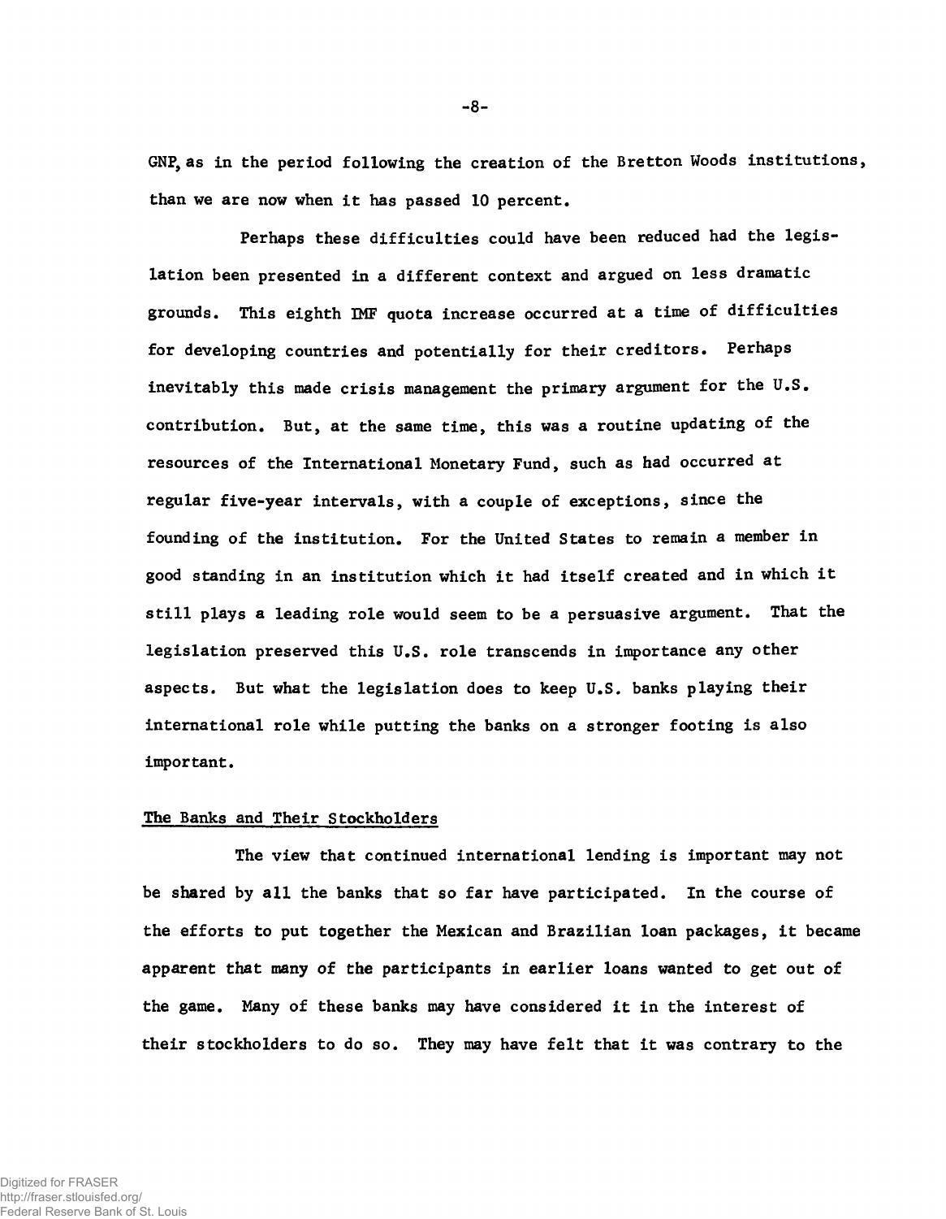GNP, as in the period following the creation of the Bretton Woods institutions, than we are now when it has passed 10 percent.

Perhaps these difficulties could have been reduced had the legislation been presented in a different context and argued on less dramatic grounds. This eighth IMF quota increase occurred at a time of difficulties for developing countries and potentially for their creditors. Perhaps inevitably this made crisis management the primary argument for the U.S. contribution. But, at the same time, this was a routine updating of the resources of the International Monetary Fund, such as had occurred at regular five-year intervals, with a couple of exceptions, since the founding of the institution. For the United States to remain a member in good standing in an institution which it had itself created and in which it still plays a leading role would seem to be a persuasive argument. That the legislation preserved this U.S. role transcends in importance any other aspects. But what the legislation does to keep U.S. banks playing their international role while putting the banks on a stronger footing is also important.

## The Banks and Their Stockholders

The view that continued international lending is important may not be shared by all the banks that so far have participated. In the course of the efforts to put together the Mexican and Brazilian loan packages, it became apparent that many of the participants in earlier loans wanted to get out of the game. Many of these banks may have considered it in the interest of their stockholders to do so. They may have felt that it was contrary to the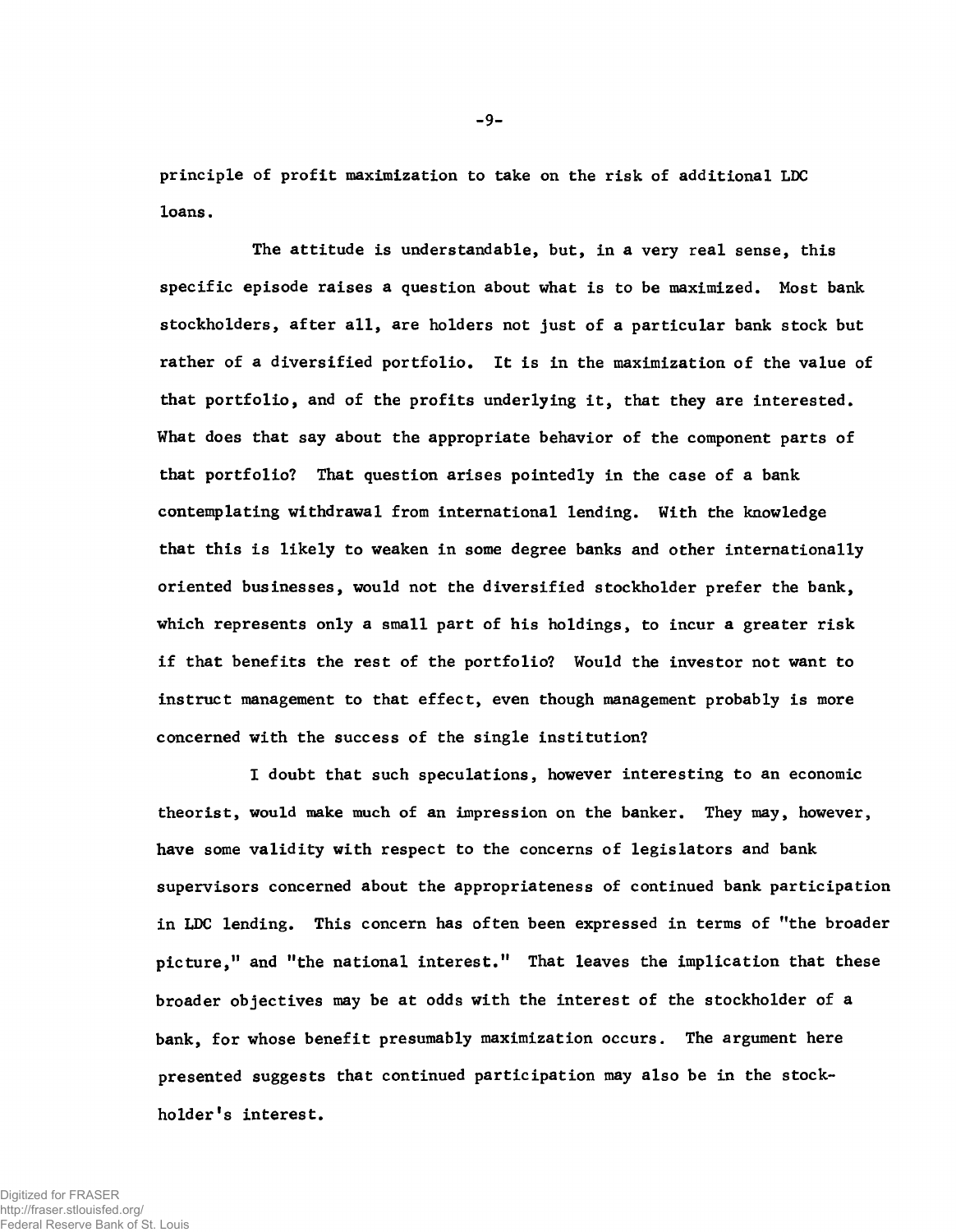principle of profit maximization to take on the risk of additional LDC loans.

The attitude is understandable, but, in a very real sense, this specific episode raises a question about what is to be maximized. Most bank stockholders, after all, are holders not just of a particular bank stock but rather of a diversified portfolio. It is in the maximization of the value of that portfolio, and of the profits underlying it, that they are interested. What does that say about the appropriate behavior of the component parts of that portfolio? That question arises pointedly in the case of a bank contemplating withdrawal from international lending. With the knowledge that this is likely to weaken in some degree banks and other internationally oriented businesses, would not the diversified stockholder prefer the bank, which represents only a small part of his holdings, to incur a greater risk if that benefits the rest of the portfolio? Would the investor not want to instruct management to that effect, even though management probably is more concerned with the success of the single institution?

I doubt that such speculations, however interesting to an economic theorist, would make much of an impression on the banker. They may, however, have some validity with respect to the concerns of legislators and bank supervisors concerned about the appropriateness of continued bank participation in LDC lending. This concern has often been expressed in terms of "the broader picture," and "the national interest." That leaves the implication that these broader objectives may be at odds with the interest of the stockholder of a bank, for whose benefit presumably maximization occurs. The argument here presented suggests that continued participation may also be in the stockholder's interest.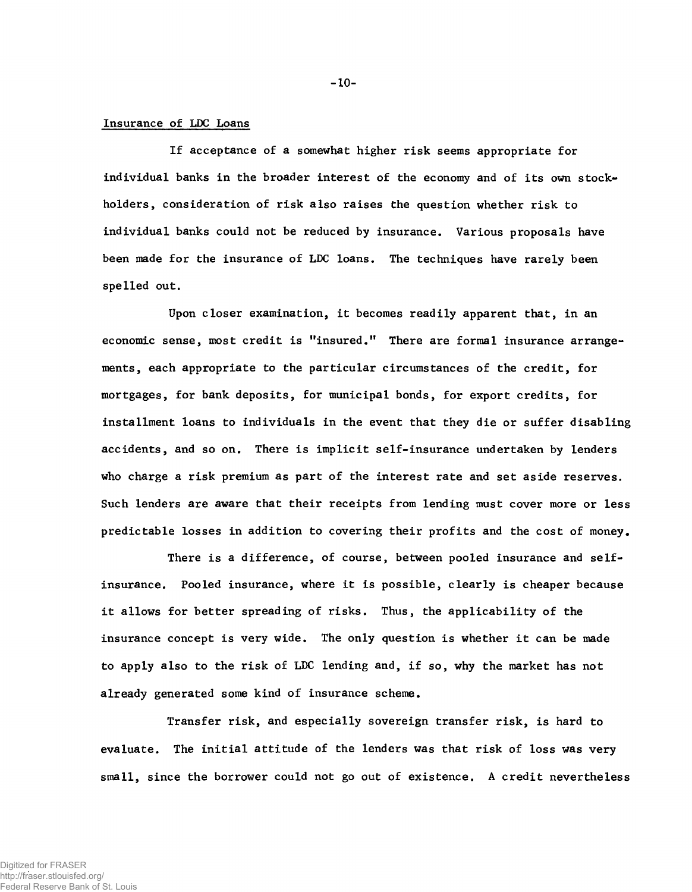## Insurance of LDC Loans

If acceptance of a somewhat higher risk seems appropriate for individual banks in the broader interest of the economy and of its own stockholders, consideration of risk also raises the question whether risk to individual banks could not be reduced by insurance. Various proposals have been made for the insurance of LDC loans. The techniques have rarely been spelled out.

Upon closer examination, it becomes readily apparent that, in an economic sense, most credit is "insured." There are formal insurance arrangements, each appropriate to the particular circumstances of the credit, for mortgages, for bank deposits, for municipal bonds, for export credits, for installment loans to individuals in the event that they die or suffer disabling accidents, and so on. There is implicit self-insurance undertaken by lenders who charge a risk premium as part of the interest rate and set aside reserves. Such lenders are aware that their receipts from lending must cover more or less predictable losses in addition to covering their profits and the cost of money.

There is a difference, of course, between pooled insurance and self-insurance. Pooled insurance, where it is possible, clearly is cheaper because it allows for better spreading of risks. Thus, the applicability of the insurance concept is very wide. The only question is whether it can be made to apply also to the risk of LDC lending and, if so, why the market has not already generated some kind of insurance scheme.

Transfer risk, and especially sovereign transfer risk, is hard to evaluate. The initial attitude of the lenders was that risk of loss was very small, since the borrower could not go out of existence. A credit nevertheless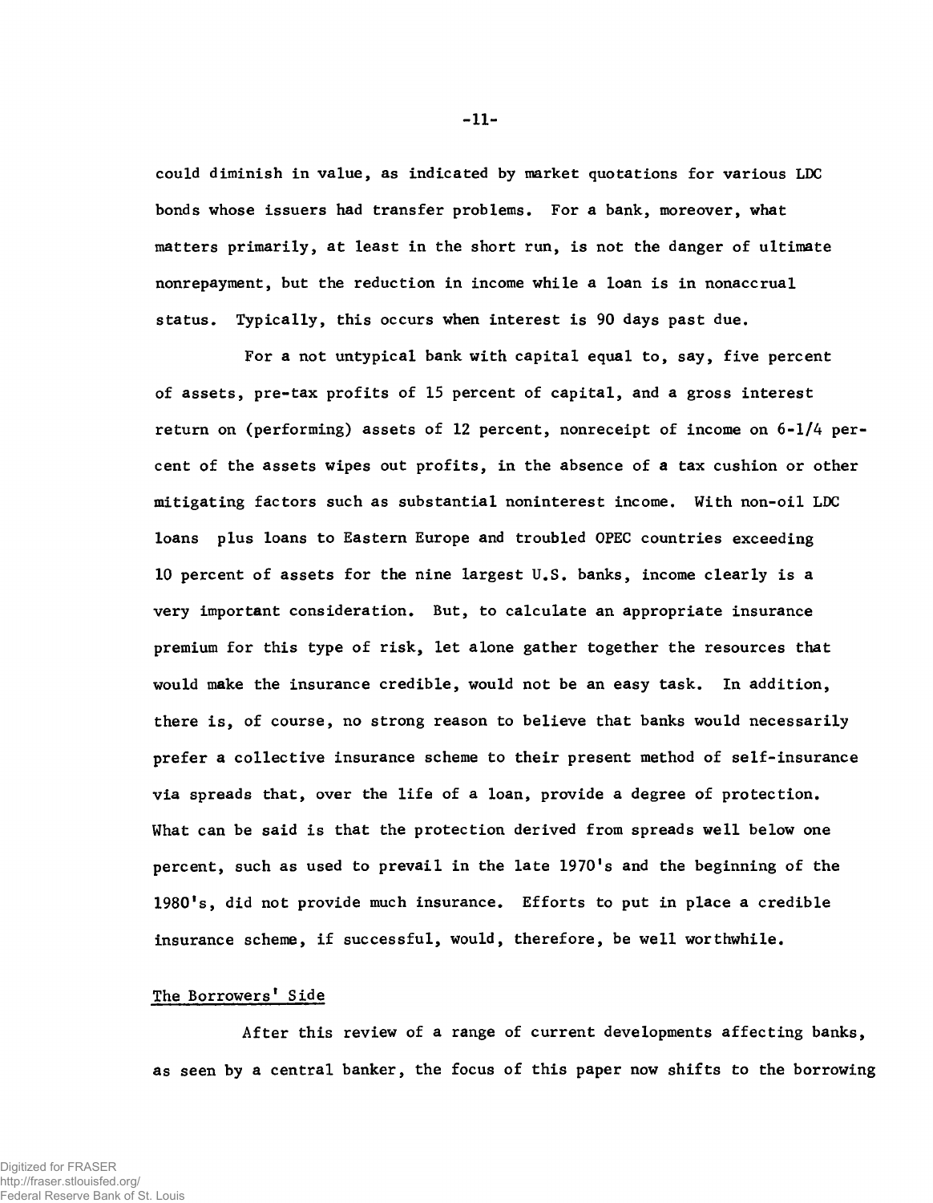could diminish in value, as indicated by market quotations for various LDC bonds whose issuers had transfer problems. For a bank, moreover, what matters primarily, at least in the short run, is not the danger of ultimate nonrepayment, but the reduction in income while a loan is in nonaccrual status. Typically, this occurs when interest is 90 days past due.

For a not untypical bank with capital equal to, say, five percent of assets, pre-tax profits of 15 percent of capital, and a gross interest return on (performing) assets of 12 percent, nonreceipt of income on 6-1/4 percent of the assets wipes out profits, in the absence of a tax cushion or other mitigating factors such as substantial noninterest income. With non-oil LDC loans plus loans to Eastern Europe and troubled OPEC countries exceeding 10 percent of assets for the nine largest U.S. banks, income clearly is a very important consideration. But, to calculate an appropriate insurance premium for this type of risk, let alone gather together the resources that would make the insurance credible, would not be an easy task. In addition, there is, of course, no strong reason to believe that banks would necessarily prefer a collective insurance scheme to their present method of self-insurance via spreads that, over the life of a loan, provide a degree of protection. What can be said is that the protection derived from spreads well below one percent, such as used to prevail in the late 1970's and the beginning of the 1980's, did not provide much insurance. Efforts to put in place a credible insurance scheme, if successful, would, therefore, be well worthwhile.

## The Borrowers' Side

After this review of a range of current developments affecting banks, as seen by a central banker, the focus of this paper now shifts to the borrowing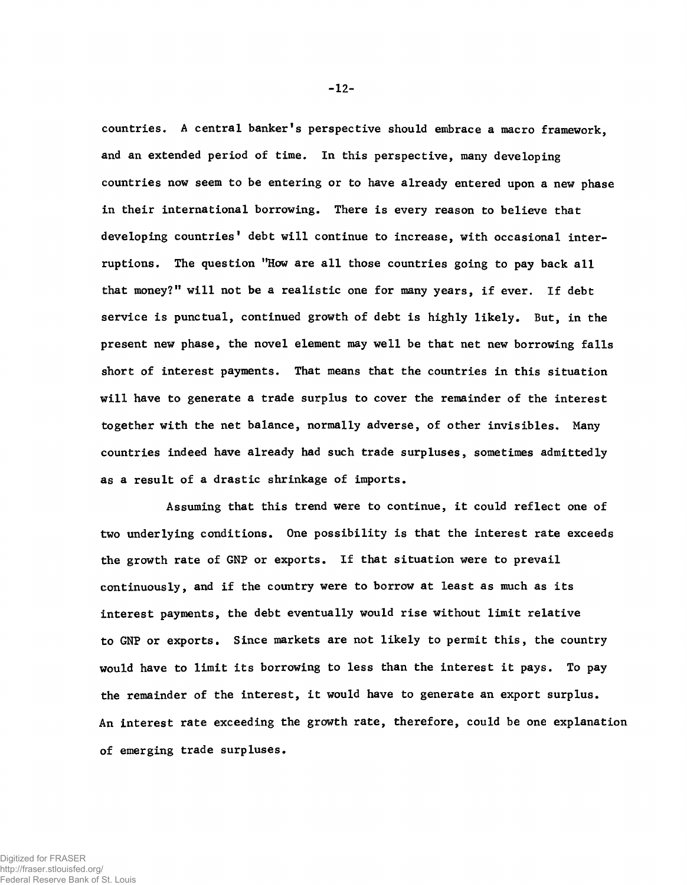countries. A central banker's perspective should embrace a macro framework, and an extended period of time. In this perspective, many developing countries now seem to be entering or to have already entered upon a new phase in their international borrowing. There is every reason to believe that developing countries' debt will continue to increase, with occasional interruptions. The question "How are all those countries going to pay back all that money?" will not be a realistic one for many years, if ever. If debt service is punctual, continued growth of debt is highly likely. But, in the present new phase, the novel element may well be that net new borrowing falls short of interest payments. That means that the countries in this situation will have to generate a trade surplus to cover the remainder of the interest together with the net balance, normally adverse, of other invisibles. Many countries indeed have already had such trade surpluses, sometimes admittedly as a result of a drastic shrinkage of imports.

Assuming that this trend were to continue, it could reflect one of two underlying conditions. One possibility is that the interest rate exceeds the growth rate of GNP or exports. If that situation were to prevail continuously, and if the country were to borrow at least as much as its interest payments, the debt eventually would rise without limit relative to GNP or exports. Since markets are not likely to permit this, the country would have to limit its borrowing to less than the interest it pays. To pay the remainder of the interest, it would have to generate an export surplus. An interest rate exceeding the growth rate, therefore, could be one explanation of emerging trade surpluses.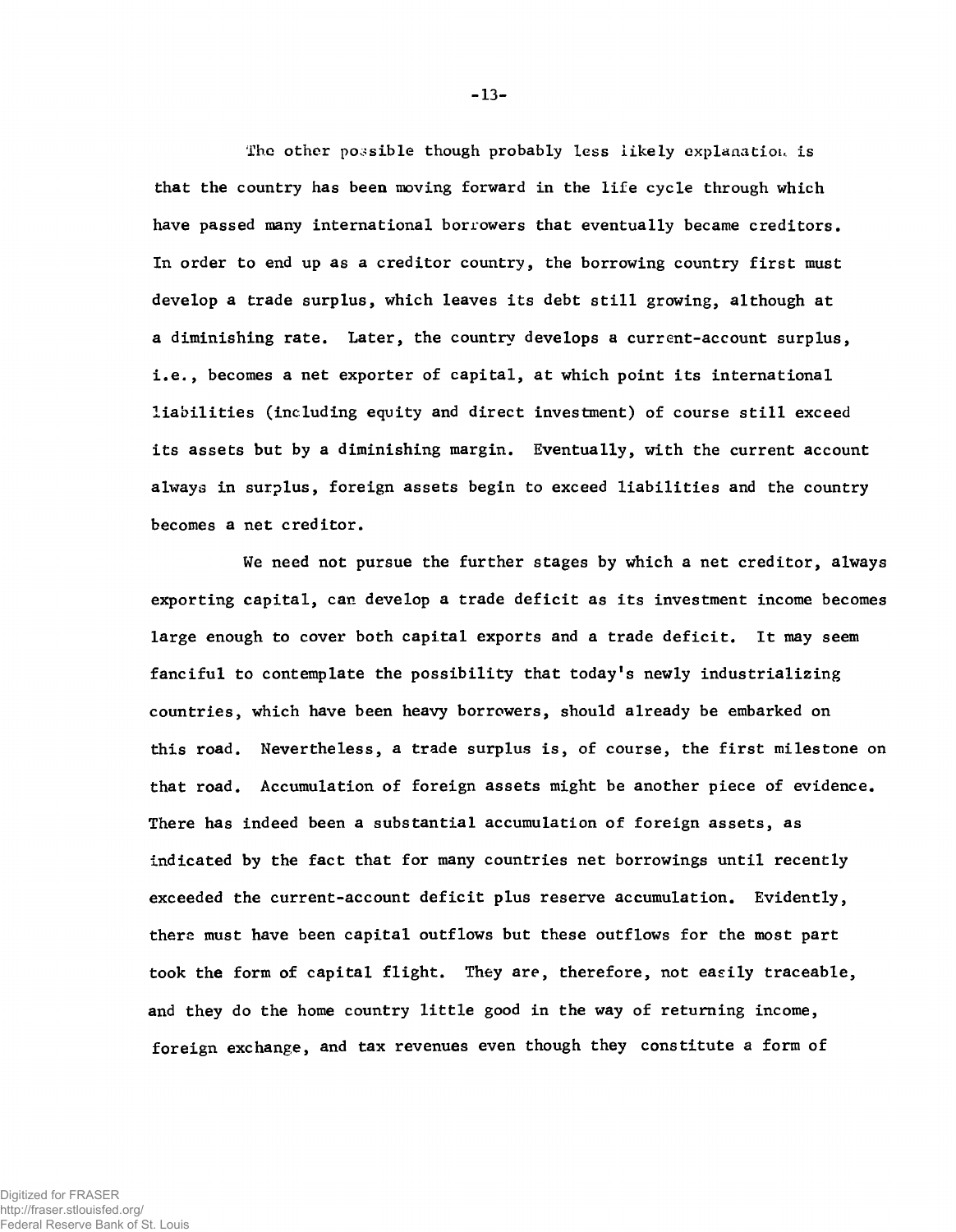The other possible though probably less likely explanation is that the country has been moving forward in the life cycle through which have passed many international borrowers that eventually became creditors. In order to end up as a creditor country, the borrowing country first must develop a trade surplus, which leaves its debt still growing, although at a diminishing rate. Later, the country develops a current-account surplus, i.e., becomes a net exporter of capital, at which point its international liabilities (including equity and direct investment) of course still exceed its assets but by a diminishing margin. Eventually, with the current account always in surplus, foreign assets begin to exceed liabilities and the country becomes a net creditor.

We need not pursue the further stages by which a net creditor, always exporting capital, can develop a trade deficit as its investment income becomes large enough to cover both capital exports and a trade deficit. It may seem fanciful to contemplate the possibility that today's newly industrializing countries, which have been heavy borrowers, should already be embarked on this road. Nevertheless, a trade surplus is, of course, the first milestone on that road. Accumulation of foreign assets might be another piece of evidence. There has indeed been a substantial accumulation of foreign assets, as indicated by the fact that for many countries net borrowings until recently exceeded the current-account deficit plus reserve accumulation. Evidently, there must have been capital outflows but these outflows for the most part took the form of capital flight. They are, therefore, not easily traceable, and they do the home country little good in the way of returning income, foreign exchange, and tax revenues even though they constitute a form of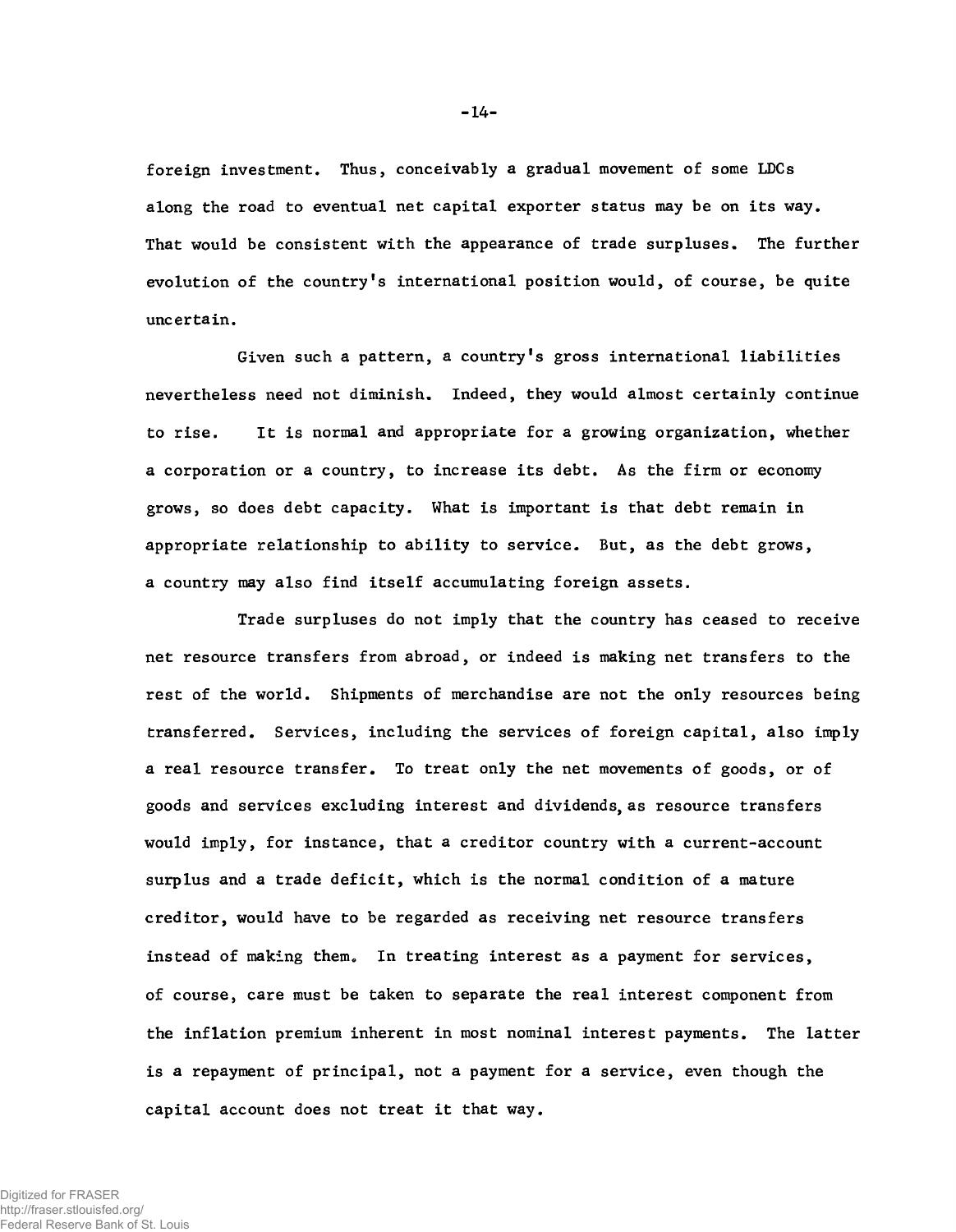foreign investment. Thus, conceivably a gradual movement of some LDCs along the road to eventual net capital exporter status may be on its way. That would be consistent with the appearance of trade surpluses. The further evolution of the country's international position would, of course, be quite uncertain.

Given such a pattern, a country's gross international liabilities nevertheless need not diminish. Indeed, they would almost certainly continue to rise. It is normal and appropriate for a growing organization, whether a corporation or a country, to increase its debt. As the firm or economy grows, so does debt capacity. What is important is that debt remain in appropriate relationship to ability to service. But, as the debt grows, a country may also find itself accumulating foreign assets.

Trade surpluses do not imply that the country has ceased to receive net resource transfers from abroad, or indeed is making net transfers to the rest of the world. Shipments of merchandise are not the only resources being transferred. Services, including the services of foreign capital, also imply a real resource transfer. To treat only the net movements of goods, or of goods and services excluding interest and dividends, as resource transfers would imply, for instance, that a creditor country with a current-account surplus and a trade deficit, which is the normal condition of a mature creditor, would have to be regarded as receiving net resource transfers instead of making them. In treating interest as a payment for services, of course, care must be taken to separate the real interest component from the inflation premium inherent in most nominal interest payments. The latter is a repayment of principal, not a payment for a service, even though the capital account does not treat it that way.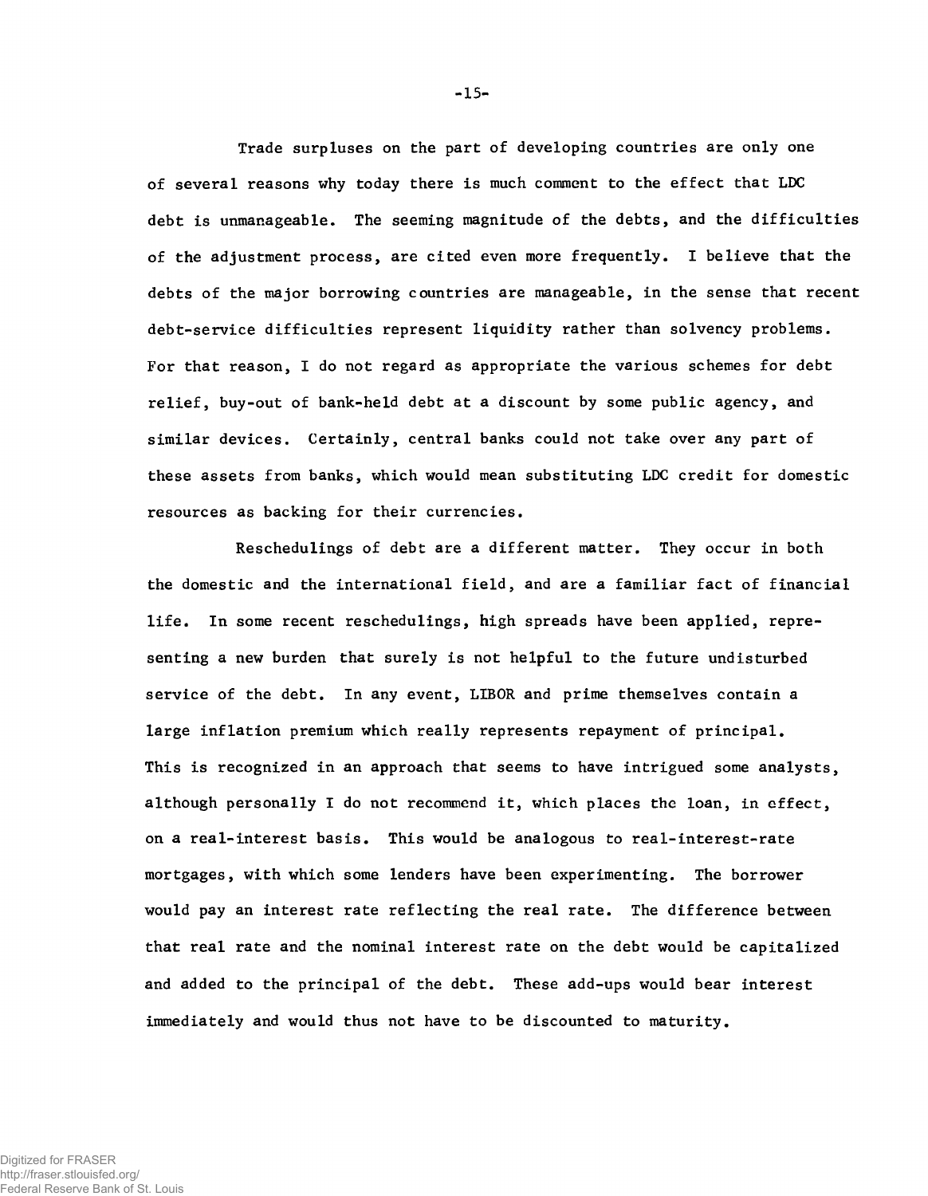Trade surpluses on the part of developing countries are only one of several reasons why today there is much comment to the effect that LDC debt is unmanageable. The seeming magnitude of the debts, and the difficulties of the adjustment process, are cited even more frequently. I believe that the debts of the major borrowing countries are manageable, in the sense that recent debt-service difficulties represent liquidity rather than solvency problems. For that reason, I do not regard as appropriate the various schemes for debt relief, buy-out of bank-held debt at a discount by some public agency, and similar devices. Certainly, central banks could not take over any part of these assets from banks, which would mean substituting LDC credit for domestic resources as backing for their currencies.

Reschedulings of debt are a different matter. They occur in both the domestic and the international field, and are a familiar fact of financial life. In some recent reschedulings, high spreads have been applied, representing a new burden that surely is not helpful to the future undisturbed service of the debt. In any event, LIBOR and prime themselves contain a large inflation premium which really represents repayment of principal. This is recognized in an approach that seems to have intrigued some analysts, although personally I do not recommend it, which places the loan, in effect, on a real-interest basis. This would be analogous to real-interest-rate mortgages, with which some lenders have been experimenting. The borrower would pay an interest rate reflecting the real rate. The difference between that real rate and the nominal interest rate on the debt would be capitalized and added to the principal of the debt. These add-ups would bear interest immediately and would thus not have to be discounted to maturity.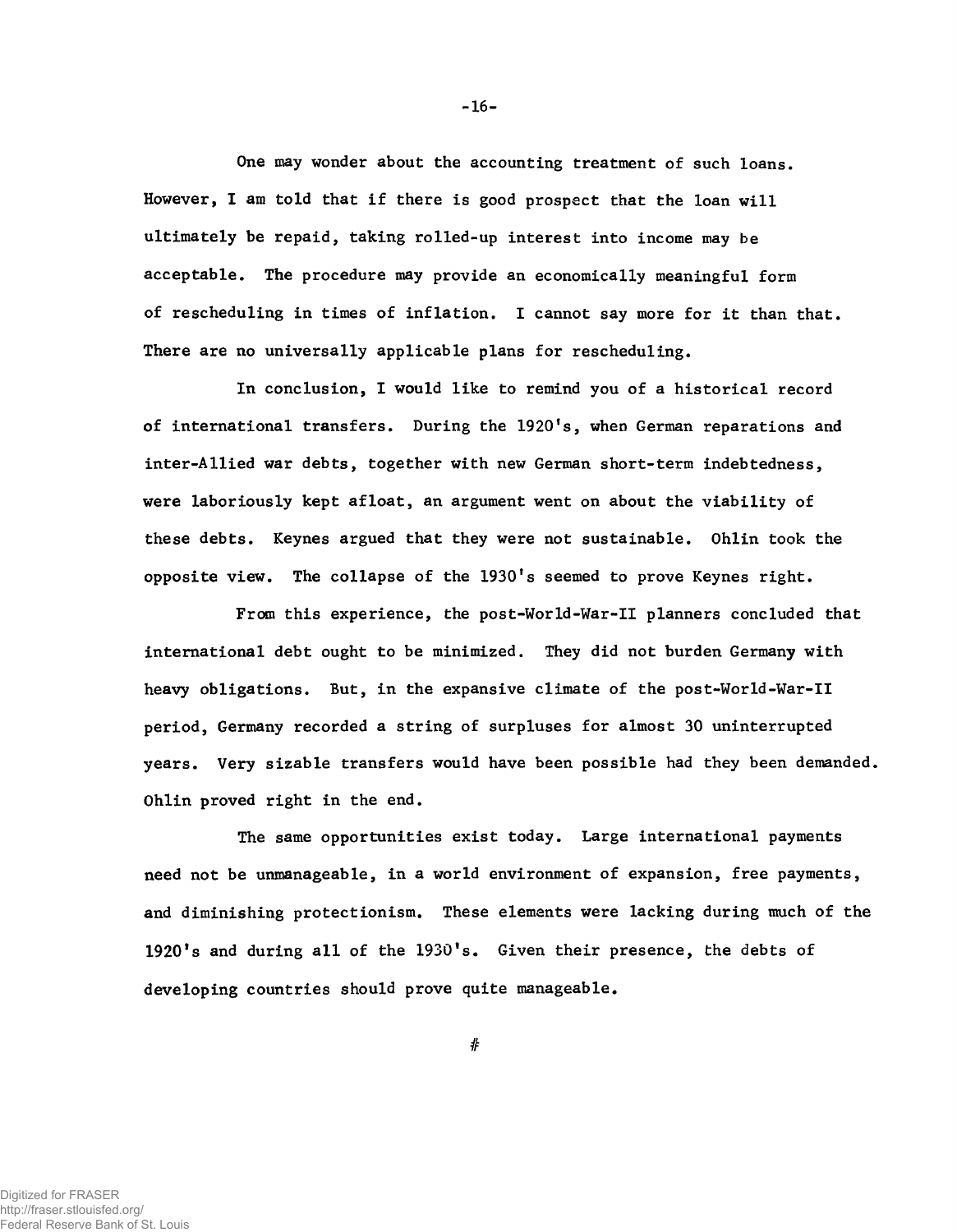One may wonder about the accounting treatment of such loans. However, I am told that if there is good prospect that the loan will ultimately be repaid, taking rolled-up interest into income may be acceptable. The procedure may provide an economically meaningful form of rescheduling in times of inflation. I cannot say more for it than that. There are no universally applicable plans for rescheduling.

In conclusion, I would like to remind you of a historical record of international transfers. During the 1920's, when German reparations and inter-Allied war debts, together with new German short-term indebtedness, were laboriously kept afloat, an argument went on about the viability of these debts. Keynes argued that they were not sustainable. Ohlin took the opposite view. The collapse of the 1930's seemed to prove Keynes right.

From this experience, the post-World-War-II planners concluded that international debt ought to be minimized. They did not burden Germany with heavy obligations. But, in the expansive climate of the post-World-War-II period, Germany recorded a string of surpluses for almost 30 uninterrupted years. Very sizable transfers would have been possible had they been demanded. Ohlin proved right in the end.

The same opportunities exist today. Large international payments need not be unmanageable, in a world environment of expansion, free payments, and diminishing protectionism. These elements were lacking during much of the 1920's and during all of the 1930's. Given their presence, the debts of developing countries should prove quite manageable.

#